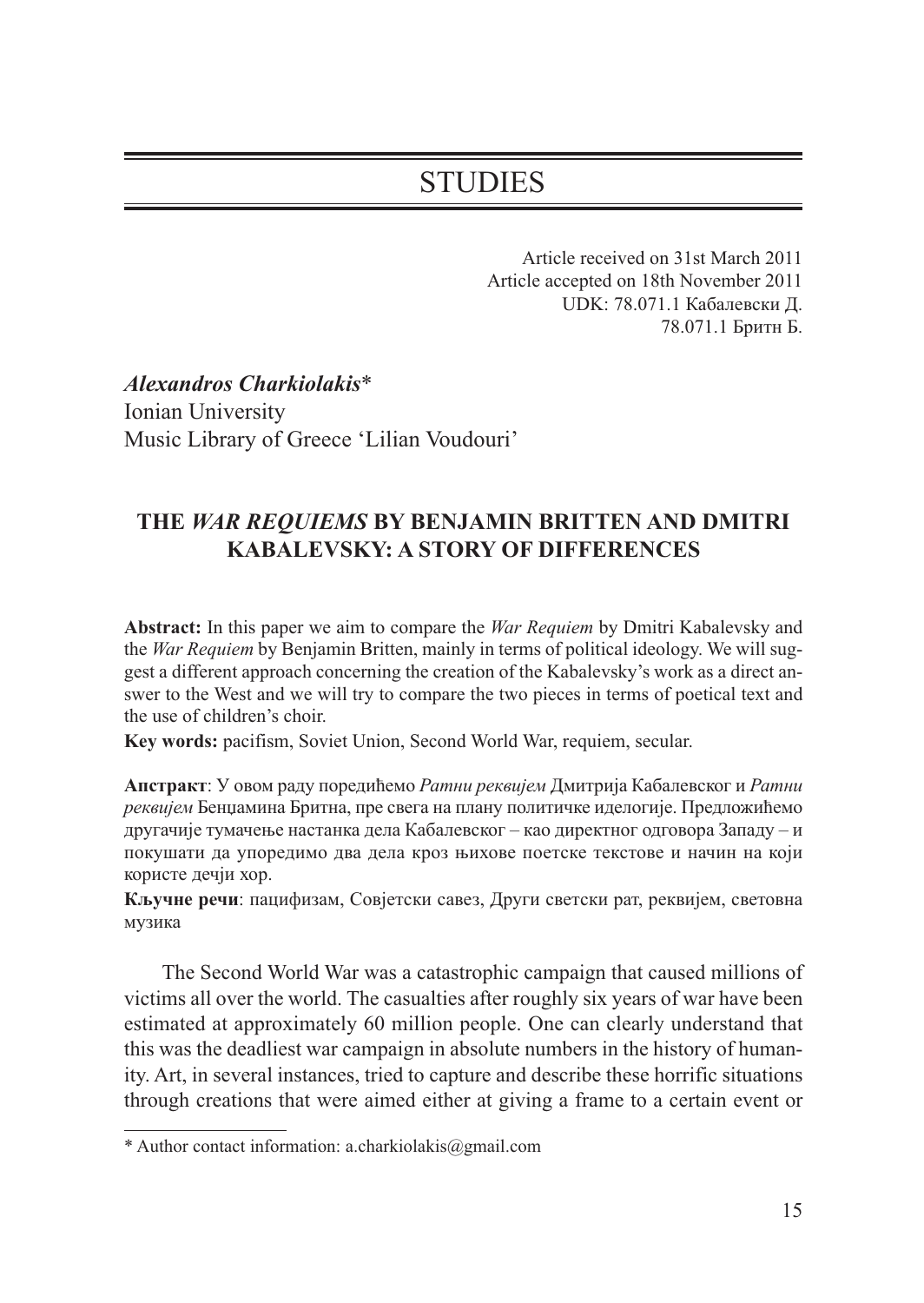# STUDIES

Article received on 31st March 2011
Article accepted on 18th November 2011
UDK: 78.071.1 Кабалевски Д.
78.071.1 Бритн Б.

***Alexandros Charkiolakis****
Ionian University
Music Library of Greece 'Lilian Voudouri'

## THE *WAR REQUIEMS* BY BENJAMIN BRITTEN AND DMITRI KABALEVSKY: A STORY OF DIFFERENCES

**Abstract:** In this paper we aim to compare the *War Requiem* by Dmitri Kabalevsky and the *War Requiem* by Benjamin Britten, mainly in terms of political ideology. We will suggest a different approach concerning the creation of the Kabalevsky's work as a direct answer to the West and we will try to compare the two pieces in terms of poetical text and the use of children's choir.

**Key words:** pacifism, Soviet Union, Second World War, requiem, secular.

**Апстракт**: У овом раду поредићемо *Ратни реквијем* Дмитрија Кабалевског и *Ратни реквијем* Бенџамина Бритна, пре свега на плану политичке иделогије. Предложићемо другачије тумачење настанка дела Кабалевског – као директног одговора Западу – и покушати да упоредимо два дела кроз њихове поетске текстове и начин на који користе дечји хор.

**Кључне речи**: пацифизам, Совјетски савез, Други светски рат, реквијем, световна музика

The Second World War was a catastrophic campaign that caused millions of victims all over the world. The casualties after roughly six years of war have been estimated at approximately 60 million people. One can clearly understand that this was the deadliest war campaign in absolute numbers in the history of humanity. Art, in several instances, tried to capture and describe these horrific situations through creations that were aimed either at giving a frame to a certain event or

\* Author contact information: a.charkiolakis@gmail.com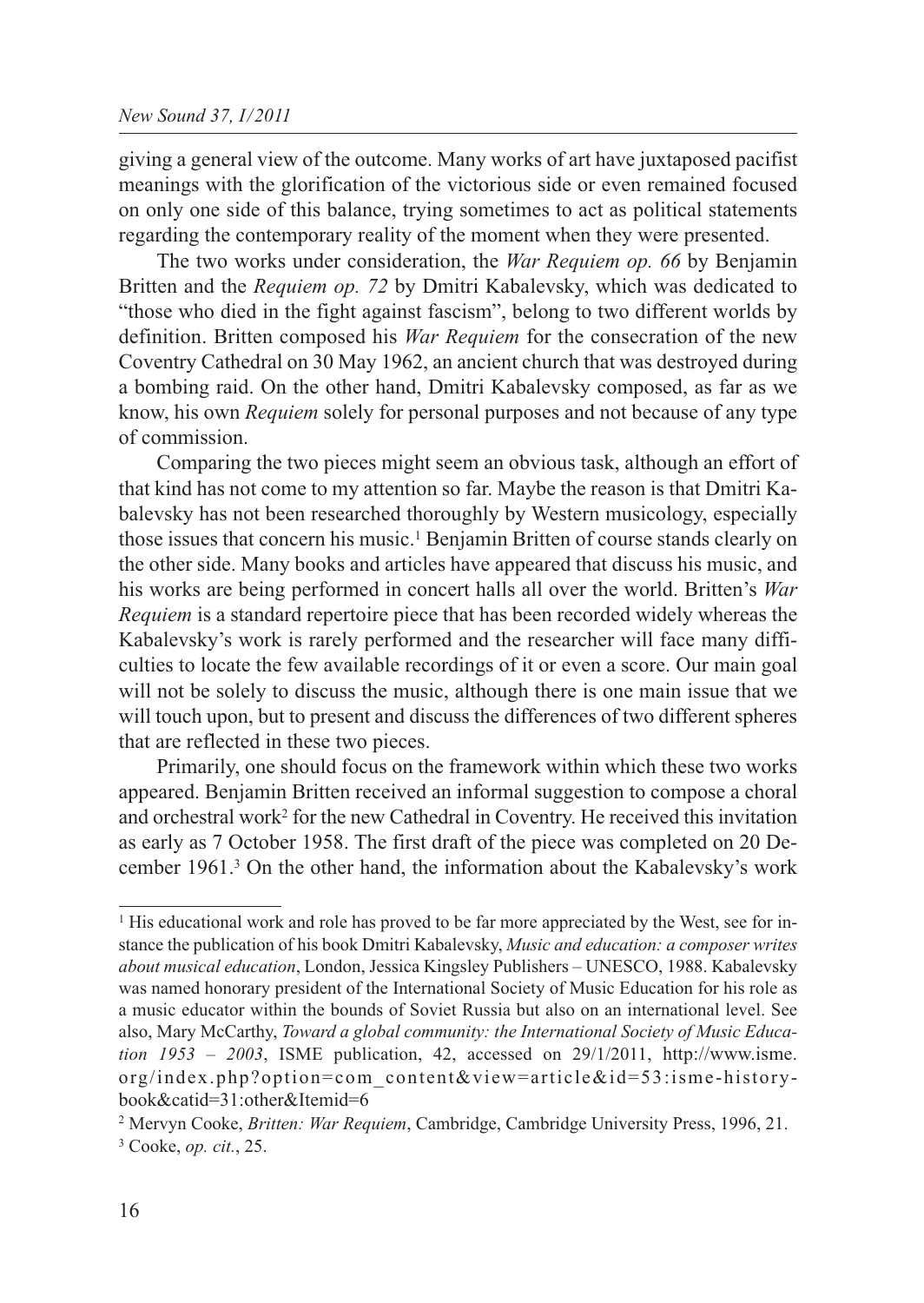giving a general view of the outcome. Many works of art have juxtaposed pacifist meanings with the glorification of the victorious side or even remained focused on only one side of this balance, trying sometimes to act as political statements regarding the contemporary reality of the moment when they were presented.

The two works under consideration, the *War Requiem op. 66* by Benjamin Britten and the *Requiem op. 72* by Dmitri Kabalevsky, which was dedicated to "those who died in the fight against fascism", belong to two different worlds by definition. Britten composed his *War Requiem* for the consecration of the new Coventry Cathedral on 30 May 1962, an ancient church that was destroyed during a bombing raid. On the other hand, Dmitri Kabalevsky composed, as far as we know, his own *Requiem* solely for personal purposes and not because of any type of commission.

Comparing the two pieces might seem an obvious task, although an effort of that kind has not come to my attention so far. Maybe the reason is that Dmitri Kabalevsky has not been researched thoroughly by Western musicology, especially those issues that concern his music.[1] Benjamin Britten of course stands clearly on the other side. Many books and articles have appeared that discuss his music, and his works are being performed in concert halls all over the world. Britten's *War Requiem* is a standard repertoire piece that has been recorded widely whereas the Kabalevsky's work is rarely performed and the researcher will face many difficulties to locate the few available recordings of it or even a score. Our main goal will not be solely to discuss the music, although there is one main issue that we will touch upon, but to present and discuss the differences of two different spheres that are reflected in these two pieces.

Primarily, one should focus on the framework within which these two works appeared. Benjamin Britten received an informal suggestion to compose a choral and orchestral work[2] for the new Cathedral in Coventry. He received this invitation as early as 7 October 1958. The first draft of the piece was completed on 20 December 1961.[3] On the other hand, the information about the Kabalevsky's work

---

[1] His educational work and role has proved to be far more appreciated by the West, see for instance the publication of his book Dmitri Kabalevsky, *Music and education: a composer writes about musical education*, London, Jessica Kingsley Publishers – UNESCO, 1988. Kabalevsky was named honorary president of the International Society of Music Education for his role as a music educator within the bounds of Soviet Russia but also on an international level. See also, Mary McCarthy, *Toward a global community: the International Society of Music Education 1953 – 2003*, ISME publication, 42, accessed on 29/1/2011, http://www.isme.org/index.php?option=com_content&view=article&id=53:isme-history-book&catid=31:other&Itemid=6

[2] Mervyn Cooke, *Britten: War Requiem*, Cambridge, Cambridge University Press, 1996, 21.

[3] Cooke, *op. cit.*, 25.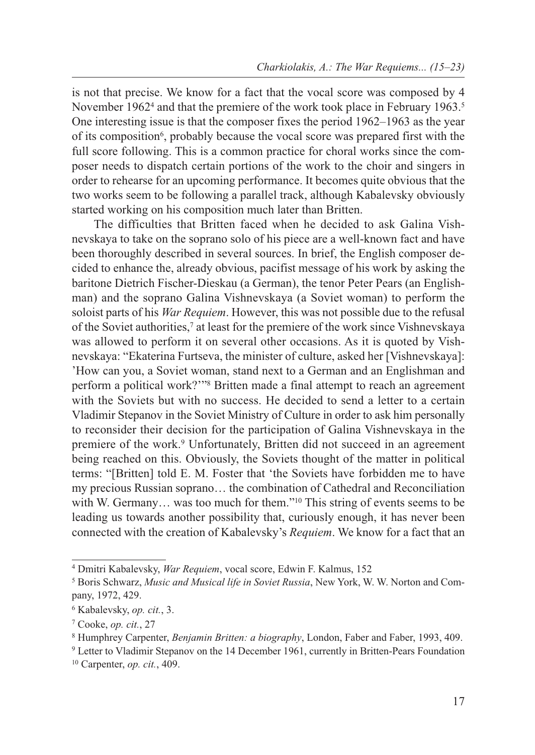is not that precise. We know for a fact that the vocal score was composed by 4 November 1962[4] and that the premiere of the work took place in February 1963.[5] One interesting issue is that the composer fixes the period 1962–1963 as the year of its composition[6], probably because the vocal score was prepared first with the full score following. This is a common practice for choral works since the composer needs to dispatch certain portions of the work to the choir and singers in order to rehearse for an upcoming performance. It becomes quite obvious that the two works seem to be following a parallel track, although Kabalevsky obviously started working on his composition much later than Britten.

The difficulties that Britten faced when he decided to ask Galina Vishnevskaya to take on the soprano solo of his piece are a well-known fact and have been thoroughly described in several sources. In brief, the English composer decided to enhance the, already obvious, pacifist message of his work by asking the baritone Dietrich Fischer-Dieskau (a German), the tenor Peter Pears (an Englishman) and the soprano Galina Vishnevskaya (a Soviet woman) to perform the soloist parts of his *War Requiem*. However, this was not possible due to the refusal of the Soviet authorities,[7] at least for the premiere of the work since Vishnevskaya was allowed to perform it on several other occasions. As it is quoted by Vishnevskaya: "Ekaterina Furtseva, the minister of culture, asked her [Vishnevskaya]: 'How can you, a Soviet woman, stand next to a German and an Englishman and perform a political work?'"[8] Britten made a final attempt to reach an agreement with the Soviets but with no success. He decided to send a letter to a certain Vladimir Stepanov in the Soviet Ministry of Culture in order to ask him personally to reconsider their decision for the participation of Galina Vishnevskaya in the premiere of the work.[9] Unfortunately, Britten did not succeed in an agreement being reached on this. Obviously, the Soviets thought of the matter in political terms: "[Britten] told E. M. Foster that 'the Soviets have forbidden me to have my precious Russian soprano… the combination of Cathedral and Reconciliation with W. Germany… was too much for them."[10] This string of events seems to be leading us towards another possibility that, curiously enough, it has never been connected with the creation of Kabalevsky's *Requiem*. We know for a fact that an

---

[4] Dmitri Kabalevsky, *War Requiem*, vocal score, Edwin F. Kalmus, 152

[5] Boris Schwarz, *Music and Musical life in Soviet Russia*, New York, W. W. Norton and Company, 1972, 429.

[6] Kabalevsky, *op. cit.*, 3.

[7] Cooke, *op. cit.*, 27

[8] Humphrey Carpenter, *Benjamin Britten: a biography*, London, Faber and Faber, 1993, 409.

[9] Letter to Vladimir Stepanov on the 14 December 1961, currently in Britten-Pears Foundation

[10] Carpenter, *op. cit.*, 409.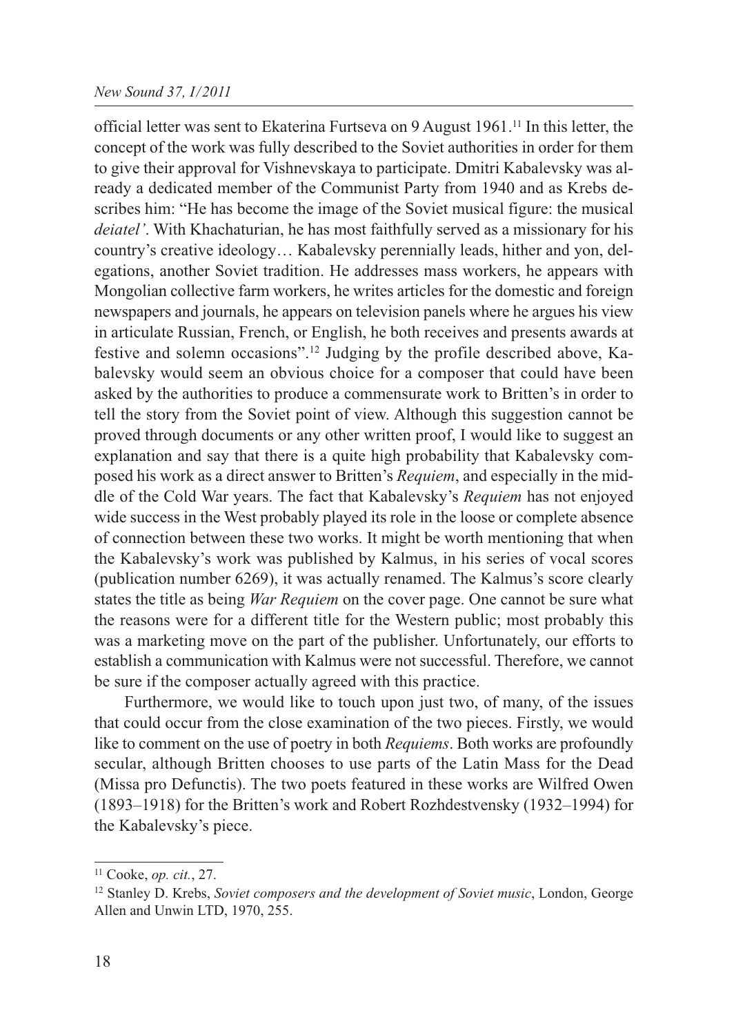official letter was sent to Ekaterina Furtseva on 9 August 1961.[11] In this letter, the concept of the work was fully described to the Soviet authorities in order for them to give their approval for Vishnevskaya to participate. Dmitri Kabalevsky was already a dedicated member of the Communist Party from 1940 and as Krebs describes him: "He has become the image of the Soviet musical figure: the musical *deiatel'*. With Khachaturian, he has most faithfully served as a missionary for his country's creative ideology… Kabalevsky perennially leads, hither and yon, delegations, another Soviet tradition. He addresses mass workers, he appears with Mongolian collective farm workers, he writes articles for the domestic and foreign newspapers and journals, he appears on television panels where he argues his view in articulate Russian, French, or English, he both receives and presents awards at festive and solemn occasions".[12] Judging by the profile described above, Kabalevsky would seem an obvious choice for a composer that could have been asked by the authorities to produce a commensurate work to Britten's in order to tell the story from the Soviet point of view. Although this suggestion cannot be proved through documents or any other written proof, I would like to suggest an explanation and say that there is a quite high probability that Kabalevsky composed his work as a direct answer to Britten's *Requiem*, and especially in the middle of the Cold War years. The fact that Kabalevsky's *Requiem* has not enjoyed wide success in the West probably played its role in the loose or complete absence of connection between these two works. It might be worth mentioning that when the Kabalevsky's work was published by Kalmus, in his series of vocal scores (publication number 6269), it was actually renamed. The Kalmus's score clearly states the title as being *War Requiem* on the cover page. One cannot be sure what the reasons were for a different title for the Western public; most probably this was a marketing move on the part of the publisher. Unfortunately, our efforts to establish a communication with Kalmus were not successful. Therefore, we cannot be sure if the composer actually agreed with this practice.

Furthermore, we would like to touch upon just two, of many, of the issues that could occur from the close examination of the two pieces. Firstly, we would like to comment on the use of poetry in both *Requiems*. Both works are profoundly secular, although Britten chooses to use parts of the Latin Mass for the Dead (Missa pro Defunctis). The two poets featured in these works are Wilfred Owen (1893–1918) for the Britten's work and Robert Rozhdestvensky (1932–1994) for the Kabalevsky's piece.

---

[11] Cooke, *op. cit.*, 27.

[12] Stanley D. Krebs, *Soviet composers and the development of Soviet music*, London, George Allen and Unwin LTD, 1970, 255.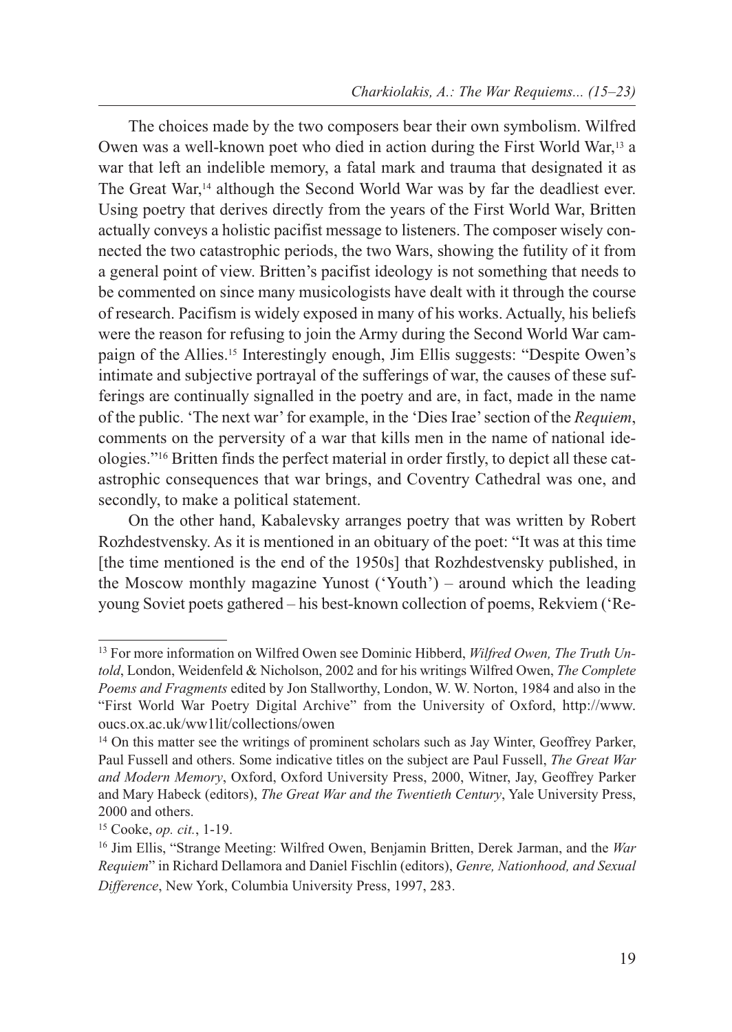The choices made by the two composers bear their own symbolism. Wilfred Owen was a well-known poet who died in action during the First World War,[13] a war that left an indelible memory, a fatal mark and trauma that designated it as The Great War,[14] although the Second World War was by far the deadliest ever. Using poetry that derives directly from the years of the First World War, Britten actually conveys a holistic pacifist message to listeners. The composer wisely connected the two catastrophic periods, the two Wars, showing the futility of it from a general point of view. Britten's pacifist ideology is not something that needs to be commented on since many musicologists have dealt with it through the course of research. Pacifism is widely exposed in many of his works. Actually, his beliefs were the reason for refusing to join the Army during the Second World War campaign of the Allies.[15] Interestingly enough, Jim Ellis suggests: "Despite Owen's intimate and subjective portrayal of the sufferings of war, the causes of these sufferings are continually signalled in the poetry and are, in fact, made in the name of the public. 'The next war' for example, in the 'Dies Irae' section of the *Requiem*, comments on the perversity of a war that kills men in the name of national ideologies."[16] Britten finds the perfect material in order firstly, to depict all these catastrophic consequences that war brings, and Coventry Cathedral was one, and secondly, to make a political statement.

On the other hand, Kabalevsky arranges poetry that was written by Robert Rozhdestvensky. As it is mentioned in an obituary of the poet: "It was at this time [the time mentioned is the end of the 1950s] that Rozhdestvensky published, in the Moscow monthly magazine Yunost ('Youth') – around which the leading young Soviet poets gathered – his best-known collection of poems, Rekviem ('Re-

---

[13] For more information on Wilfred Owen see Dominic Hibberd, *Wilfred Owen, The Truth Untold*, London, Weidenfeld & Nicholson, 2002 and for his writings Wilfred Owen, *The Complete Poems and Fragments* edited by Jon Stallworthy, London, W. W. Norton, 1984 and also in the "First World War Poetry Digital Archive" from the University of Oxford, http://www.oucs.ox.ac.uk/ww1lit/collections/owen

[14] On this matter see the writings of prominent scholars such as Jay Winter, Geoffrey Parker, Paul Fussell and others. Some indicative titles on the subject are Paul Fussell, *The Great War and Modern Memory*, Oxford, Oxford University Press, 2000, Witner, Jay, Geoffrey Parker and Mary Habeck (editors), *The Great War and the Twentieth Century*, Yale University Press, 2000 and others.

[15] Cooke, *op. cit.*, 1-19.

[16] Jim Ellis, "Strange Meeting: Wilfred Owen, Benjamin Britten, Derek Jarman, and the *War Requiem*" in Richard Dellamora and Daniel Fischlin (editors), *Genre, Nationhood, and Sexual Difference*, New York, Columbia University Press, 1997, 283.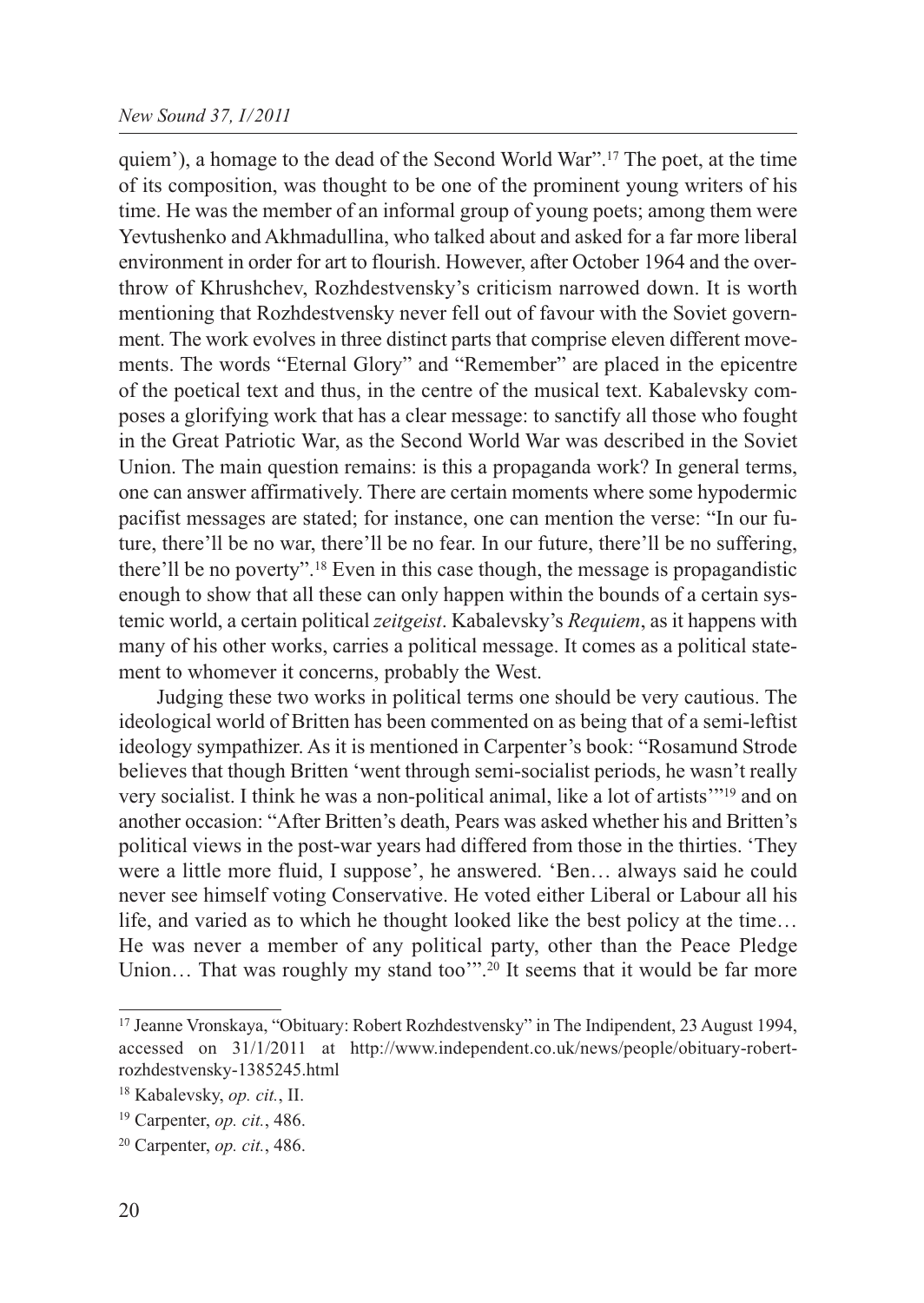quiem'), a homage to the dead of the Second World War".[17] The poet, at the time of its composition, was thought to be one of the prominent young writers of his time. He was the member of an informal group of young poets; among them were Yevtushenko and Akhmadullina, who talked about and asked for a far more liberal environment in order for art to flourish. However, after October 1964 and the overthrow of Khrushchev, Rozhdestvensky's criticism narrowed down. It is worth mentioning that Rozhdestvensky never fell out of favour with the Soviet government. The work evolves in three distinct parts that comprise eleven different movements. The words "Eternal Glory" and "Remember" are placed in the epicentre of the poetical text and thus, in the centre of the musical text. Kabalevsky composes a glorifying work that has a clear message: to sanctify all those who fought in the Great Patriotic War, as the Second World War was described in the Soviet Union. The main question remains: is this a propaganda work? In general terms, one can answer affirmatively. There are certain moments where some hypodermic pacifist messages are stated; for instance, one can mention the verse: "In our future, there'll be no war, there'll be no fear. In our future, there'll be no suffering, there'll be no poverty".[18] Even in this case though, the message is propagandistic enough to show that all these can only happen within the bounds of a certain systemic world, a certain political *zeitgeist*. Kabalevsky's *Requiem*, as it happens with many of his other works, carries a political message. It comes as a political statement to whomever it concerns, probably the West.

Judging these two works in political terms one should be very cautious. The ideological world of Britten has been commented on as being that of a semi-leftist ideology sympathizer. As it is mentioned in Carpenter's book: "Rosamund Strode believes that though Britten 'went through semi-socialist periods, he wasn't really very socialist. I think he was a non-political animal, like a lot of artists'"[19] and on another occasion: "After Britten's death, Pears was asked whether his and Britten's political views in the post-war years had differed from those in the thirties. 'They were a little more fluid, I suppose', he answered. 'Ben… always said he could never see himself voting Conservative. He voted either Liberal or Labour all his life, and varied as to which he thought looked like the best policy at the time… He was never a member of any political party, other than the Peace Pledge Union… That was roughly my stand too'".[20] It seems that it would be far more

---

[17] Jeanne Vronskaya, "Obituary: Robert Rozhdestvensky" in The Indipendent, 23 August 1994, accessed on 31/1/2011 at http://www.independent.co.uk/news/people/obituary-robert-rozhdestvensky-1385245.html

[18] Kabalevsky, *op. cit.*, II.

[19] Carpenter, *op. cit.*, 486.

[20] Carpenter, *op. cit.*, 486.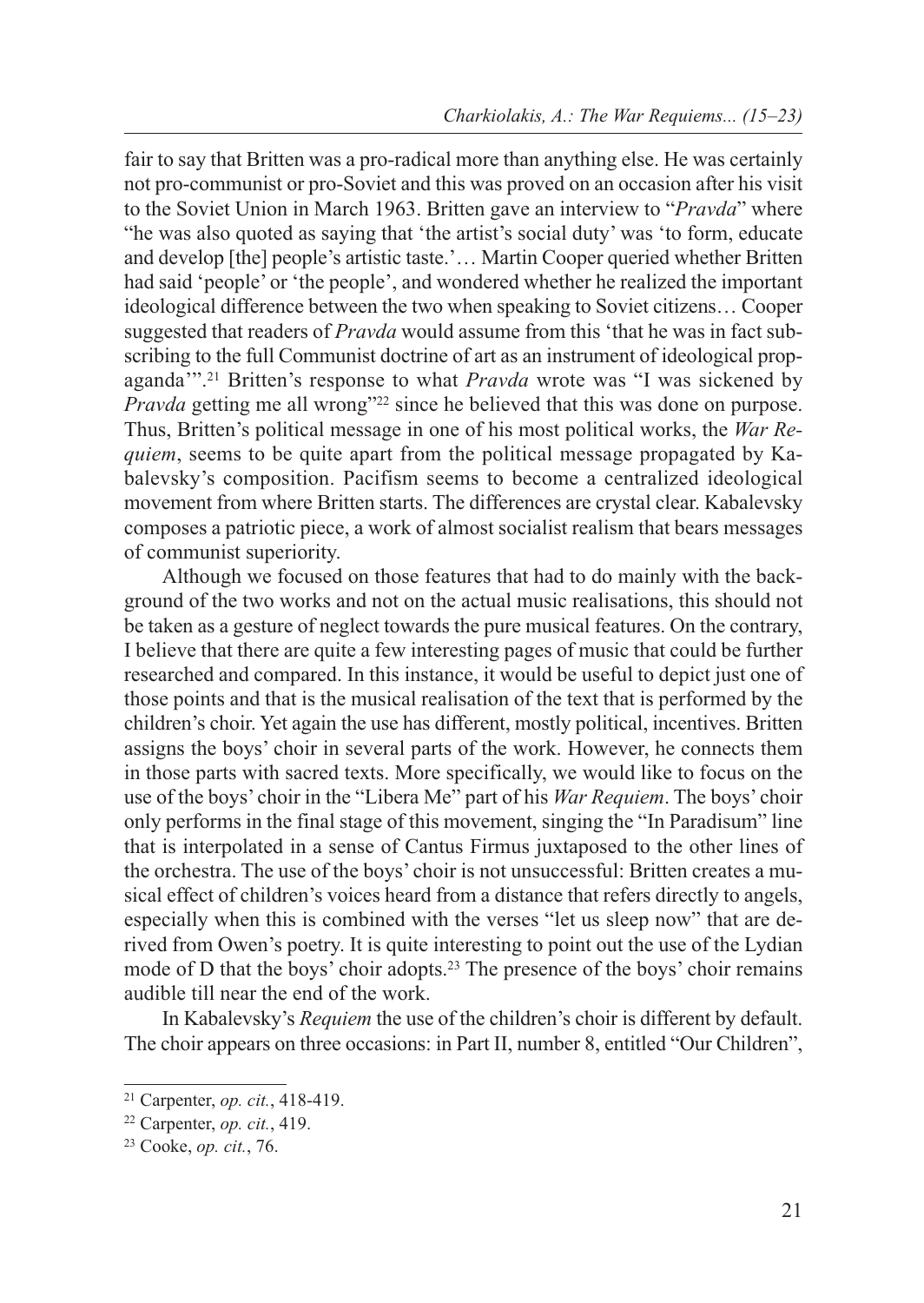fair to say that Britten was a pro-radical more than anything else. He was certainly not pro-communist or pro-Soviet and this was proved on an occasion after his visit to the Soviet Union in March 1963. Britten gave an interview to "*Pravda*" where "he was also quoted as saying that 'the artist's social duty' was 'to form, educate and develop [the] people's artistic taste.'… Martin Cooper queried whether Britten had said 'people' or 'the people', and wondered whether he realized the important ideological difference between the two when speaking to Soviet citizens… Cooper suggested that readers of *Pravda* would assume from this 'that he was in fact subscribing to the full Communist doctrine of art as an instrument of ideological propaganda'".[21] Britten's response to what *Pravda* wrote was "I was sickened by *Pravda* getting me all wrong"[22] since he believed that this was done on purpose. Thus, Britten's political message in one of his most political works, the *War Requiem*, seems to be quite apart from the political message propagated by Kabalevsky's composition. Pacifism seems to become a centralized ideological movement from where Britten starts. The differences are crystal clear. Kabalevsky composes a patriotic piece, a work of almost socialist realism that bears messages of communist superiority.

Although we focused on those features that had to do mainly with the background of the two works and not on the actual music realisations, this should not be taken as a gesture of neglect towards the pure musical features. On the contrary, I believe that there are quite a few interesting pages of music that could be further researched and compared. In this instance, it would be useful to depict just one of those points and that is the musical realisation of the text that is performed by the children's choir. Yet again the use has different, mostly political, incentives. Britten assigns the boys' choir in several parts of the work. However, he connects them in those parts with sacred texts. More specifically, we would like to focus on the use of the boys' choir in the "Libera Me" part of his *War Requiem*. The boys' choir only performs in the final stage of this movement, singing the "In Paradisum" line that is interpolated in a sense of Cantus Firmus juxtaposed to the other lines of the orchestra. The use of the boys' choir is not unsuccessful: Britten creates a musical effect of children's voices heard from a distance that refers directly to angels, especially when this is combined with the verses "let us sleep now" that are derived from Owen's poetry. It is quite interesting to point out the use of the Lydian mode of D that the boys' choir adopts.[23] The presence of the boys' choir remains audible till near the end of the work.

In Kabalevsky's *Requiem* the use of the children's choir is different by default. The choir appears on three occasions: in Part II, number 8, entitled "Our Children",

---

[21] Carpenter, *op. cit.*, 418-419.

[22] Carpenter, *op. cit.*, 419.

[23] Cooke, *op. cit.*, 76.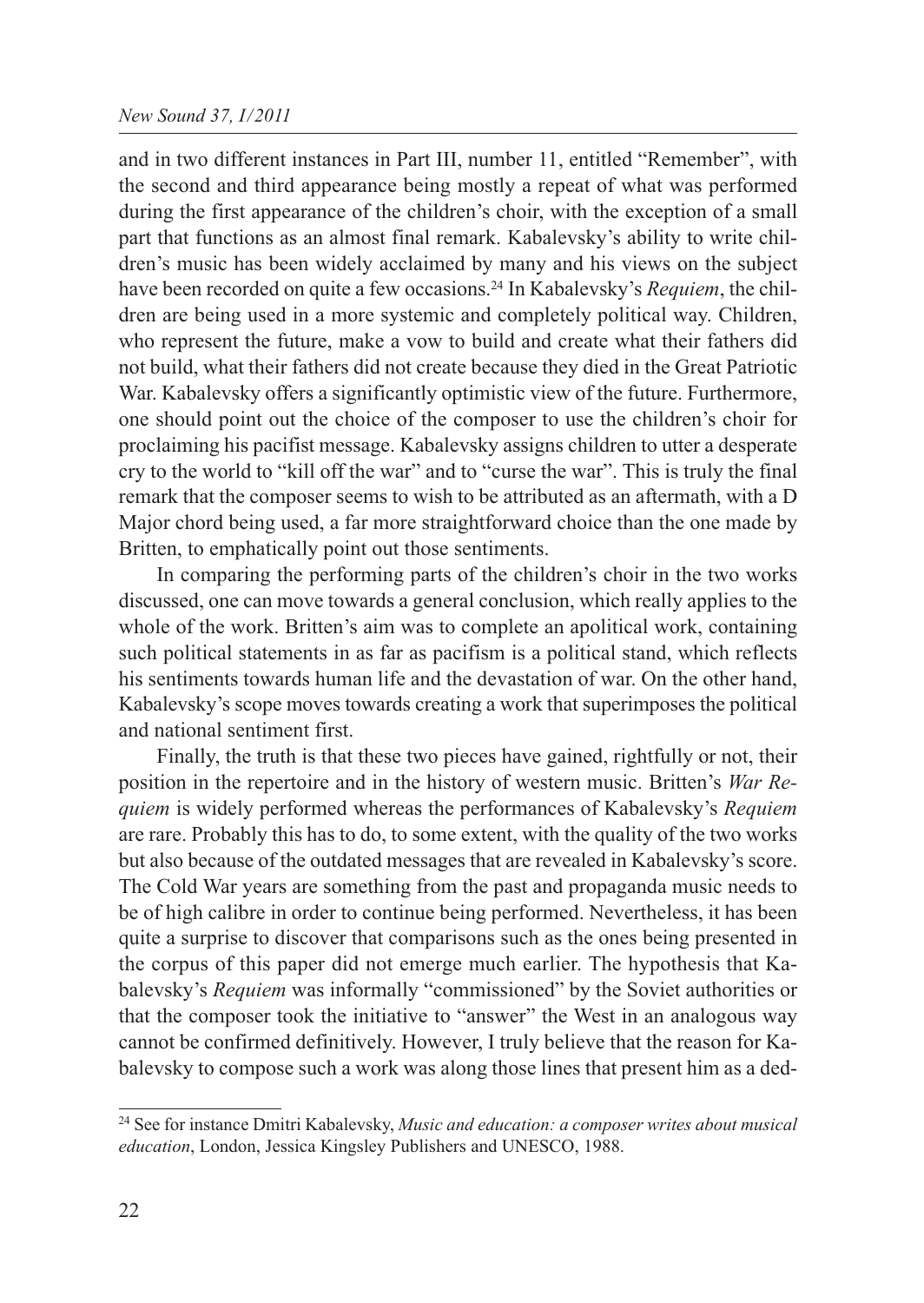and in two different instances in Part III, number 11, entitled "Remember", with the second and third appearance being mostly a repeat of what was performed during the first appearance of the children's choir, with the exception of a small part that functions as an almost final remark. Kabalevsky's ability to write children's music has been widely acclaimed by many and his views on the subject have been recorded on quite a few occasions.[24] In Kabalevsky's *Requiem*, the children are being used in a more systemic and completely political way. Children, who represent the future, make a vow to build and create what their fathers did not build, what their fathers did not create because they died in the Great Patriotic War. Kabalevsky offers a significantly optimistic view of the future. Furthermore, one should point out the choice of the composer to use the children's choir for proclaiming his pacifist message. Kabalevsky assigns children to utter a desperate cry to the world to "kill off the war" and to "curse the war". This is truly the final remark that the composer seems to wish to be attributed as an aftermath, with a D Major chord being used, a far more straightforward choice than the one made by Britten, to emphatically point out those sentiments.

In comparing the performing parts of the children's choir in the two works discussed, one can move towards a general conclusion, which really applies to the whole of the work. Britten's aim was to complete an apolitical work, containing such political statements in as far as pacifism is a political stand, which reflects his sentiments towards human life and the devastation of war. On the other hand, Kabalevsky's scope moves towards creating a work that superimposes the political and national sentiment first.

Finally, the truth is that these two pieces have gained, rightfully or not, their position in the repertoire and in the history of western music. Britten's *War Requiem* is widely performed whereas the performances of Kabalevsky's *Requiem* are rare. Probably this has to do, to some extent, with the quality of the two works but also because of the outdated messages that are revealed in Kabalevsky's score. The Cold War years are something from the past and propaganda music needs to be of high calibre in order to continue being performed. Nevertheless, it has been quite a surprise to discover that comparisons such as the ones being presented in the corpus of this paper did not emerge much earlier. The hypothesis that Kabalevsky's *Requiem* was informally "commissioned" by the Soviet authorities or that the composer took the initiative to "answer" the West in an analogous way cannot be confirmed definitively. However, I truly believe that the reason for Kabalevsky to compose such a work was along those lines that present him as a ded-

---

[24] See for instance Dmitri Kabalevsky, *Music and education: a composer writes about musical education*, London, Jessica Kingsley Publishers and UNESCO, 1988.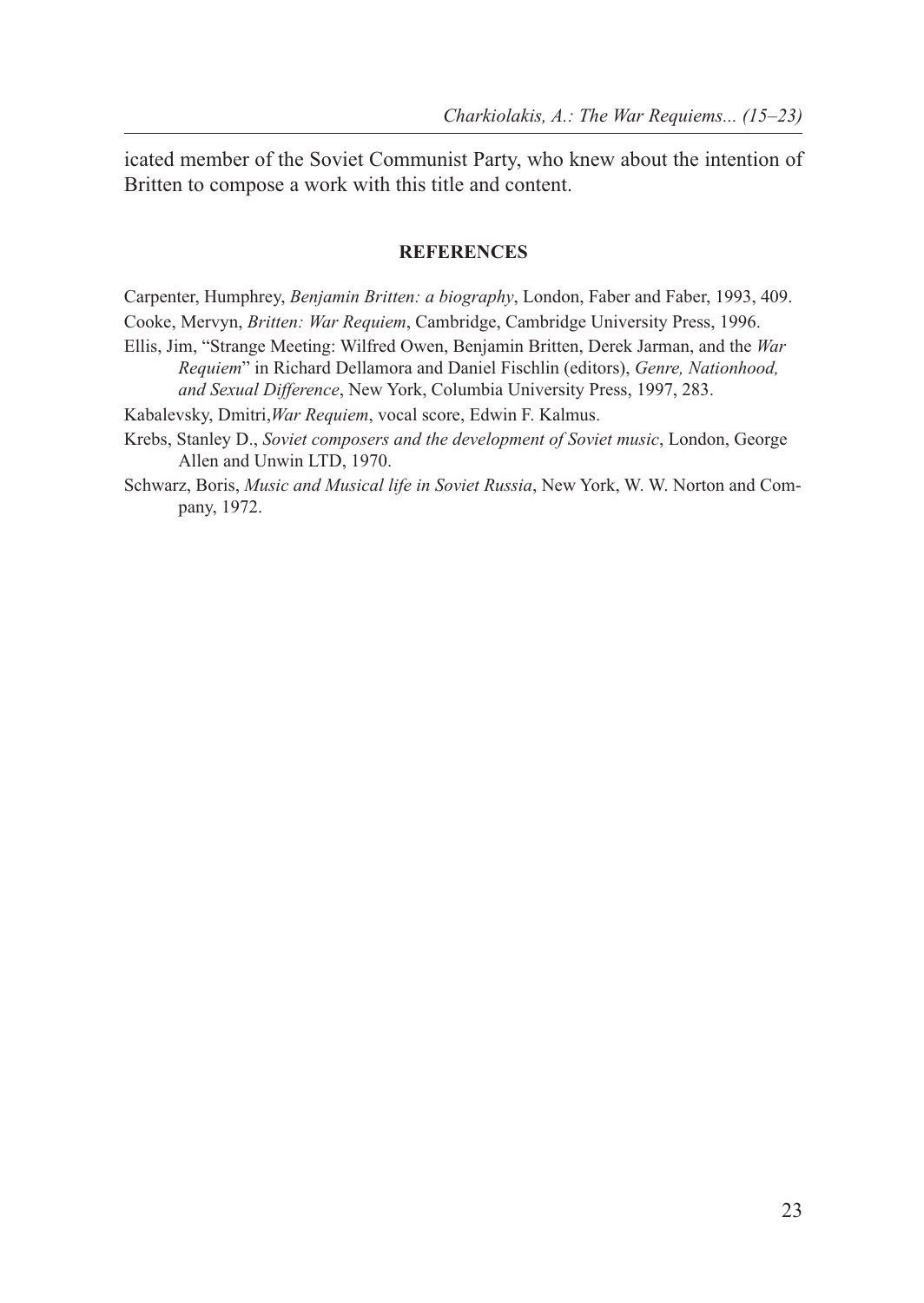icated member of the Soviet Communist Party, who knew about the intention of Britten to compose a work with this title and content.

## REFERENCES

Carpenter, Humphrey, *Benjamin Britten: a biography*, London, Faber and Faber, 1993, 409.

Cooke, Mervyn, *Britten: War Requiem*, Cambridge, Cambridge University Press, 1996.

Ellis, Jim, "Strange Meeting: Wilfred Owen, Benjamin Britten, Derek Jarman, and the *War Requiem*" in Richard Dellamora and Daniel Fischlin (editors), *Genre, Nationhood, and Sexual Difference*, New York, Columbia University Press, 1997, 283.

Kabalevsky, Dmitri,*War Requiem*, vocal score, Edwin F. Kalmus.

Krebs, Stanley D., *Soviet composers and the development of Soviet music*, London, George Allen and Unwin LTD, 1970.

Schwarz, Boris, *Music and Musical life in Soviet Russia*, New York, W. W. Norton and Company, 1972.